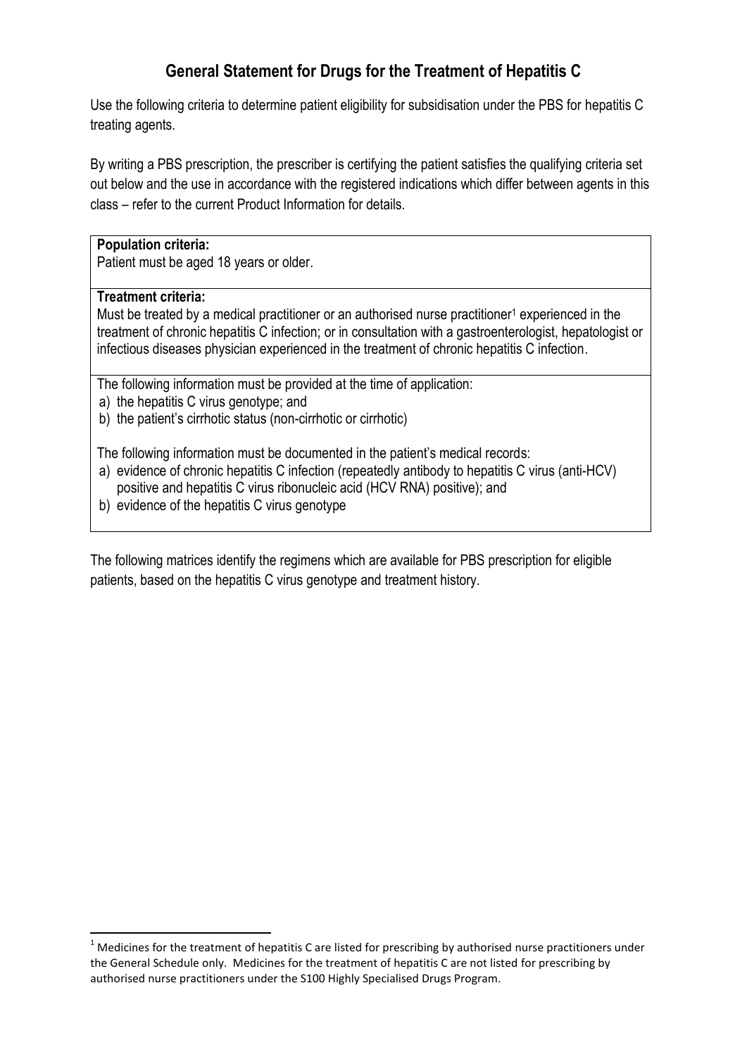# General Statement for Drugs for the Treatment of Hepatitis C

Use the following criteria to determine patient eligibility for subsidisation under the PBS for hepatitis C treating agents.

By writing a PBS prescription, the prescriber is certifying the patient satisfies the qualifying criteria set out below and the use in accordance with the registered indications which differ between agents in this class – refer to the current Product Information for details.

| **Population criteria:**<br>Patient must be aged 18 years or older. |
|---|
| **Treatment criteria:**<br>Must be treated by a medical practitioner or an authorised nurse practitioner[1] experienced in the treatment of chronic hepatitis C infection; or in consultation with a gastroenterologist, hepatologist or infectious diseases physician experienced in the treatment of chronic hepatitis C infection. |
| The following information must be provided at the time of application:<br>a) the hepatitis C virus genotype; and<br>b) the patient's cirrhotic status (non-cirrhotic or cirrhotic)<br><br>The following information must be documented in the patient's medical records:<br>a) evidence of chronic hepatitis C infection (repeatedly antibody to hepatitis C virus (anti-HCV) positive and hepatitis C virus ribonucleic acid (HCV RNA) positive); and<br>b) evidence of the hepatitis C virus genotype |

The following matrices identify the regimens which are available for PBS prescription for eligible patients, based on the hepatitis C virus genotype and treatment history.

[1] Medicines for the treatment of hepatitis C are listed for prescribing by authorised nurse practitioners under the General Schedule only. Medicines for the treatment of hepatitis C are not listed for prescribing by authorised nurse practitioners under the S100 Highly Specialised Drugs Program.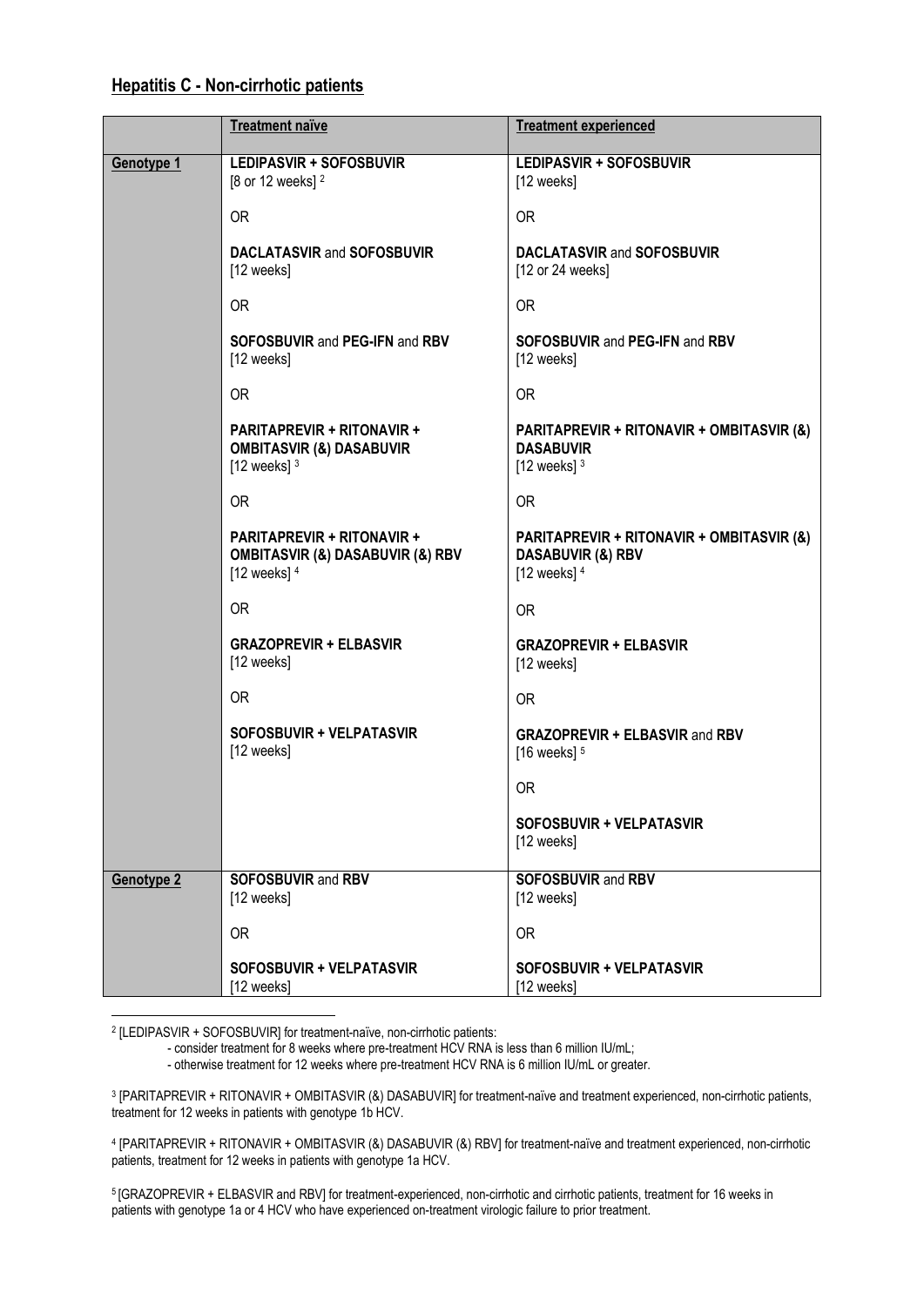## **Hepatitis C - Non-cirrhotic patients**

| | **Treatment naïve** | **Treatment experienced** |
|---|---|---|
| **Genotype 1** | **LEDIPASVIR + SOFOSBUVIR** [8 or 12 weeks] [2]<br><br>OR<br><br>**DACLATASVIR** and **SOFOSBUVIR** [12 weeks]<br><br>OR<br><br>**SOFOSBUVIR** and **PEG-IFN** and **RBV** [12 weeks]<br><br>OR<br><br>**PARITAPREVIR + RITONAVIR + OMBITASVIR (&) DASABUVIR** [12 weeks] [3]<br><br>OR<br><br>**PARITAPREVIR + RITONAVIR + OMBITASVIR (&) DASABUVIR (&) RBV** [12 weeks] [4]<br><br>OR<br><br>**GRAZOPREVIR + ELBASVIR** [12 weeks]<br><br>OR<br><br>**SOFOSBUVIR + VELPATASVIR** [12 weeks] | **LEDIPASVIR + SOFOSBUVIR** [12 weeks]<br><br>OR<br><br>**DACLATASVIR** and **SOFOSBUVIR** [12 or 24 weeks]<br><br>OR<br><br>**SOFOSBUVIR** and **PEG-IFN** and **RBV** [12 weeks]<br><br>OR<br><br>**PARITAPREVIR + RITONAVIR + OMBITASVIR (&) DASABUVIR** [12 weeks] [3]<br><br>OR<br><br>**PARITAPREVIR + RITONAVIR + OMBITASVIR (&) DASABUVIR (&) RBV** [12 weeks] [4]<br><br>OR<br><br>**GRAZOPREVIR + ELBASVIR** [12 weeks]<br><br>OR<br><br>**GRAZOPREVIR + ELBASVIR** and **RBV** [16 weeks] [5]<br><br>OR<br><br>**SOFOSBUVIR + VELPATASVIR** [12 weeks] |
| **Genotype 2** | **SOFOSBUVIR** and **RBV** [12 weeks]<br><br>OR<br><br>**SOFOSBUVIR + VELPATASVIR** [12 weeks] | **SOFOSBUVIR** and **RBV** [12 weeks]<br><br>OR<br><br>**SOFOSBUVIR + VELPATASVIR** [12 weeks] |

[2] [LEDIPASVIR + SOFOSBUVIR] for treatment-naïve, non-cirrhotic patients:
- consider treatment for 8 weeks where pre-treatment HCV RNA is less than 6 million IU/mL;
- otherwise treatment for 12 weeks where pre-treatment HCV RNA is 6 million IU/mL or greater.

[3] [PARITAPREVIR + RITONAVIR + OMBITASVIR (&) DASABUVIR] for treatment-naïve and treatment experienced, non-cirrhotic patients, treatment for 12 weeks in patients with genotype 1b HCV.

[4] [PARITAPREVIR + RITONAVIR + OMBITASVIR (&) DASABUVIR (&) RBV] for treatment-naïve and treatment experienced, non-cirrhotic patients, treatment for 12 weeks in patients with genotype 1a HCV.

[5] [GRAZOPREVIR + ELBASVIR and RBV] for treatment-experienced, non-cirrhotic and cirrhotic patients, treatment for 16 weeks in patients with genotype 1a or 4 HCV who have experienced on-treatment virologic failure to prior treatment.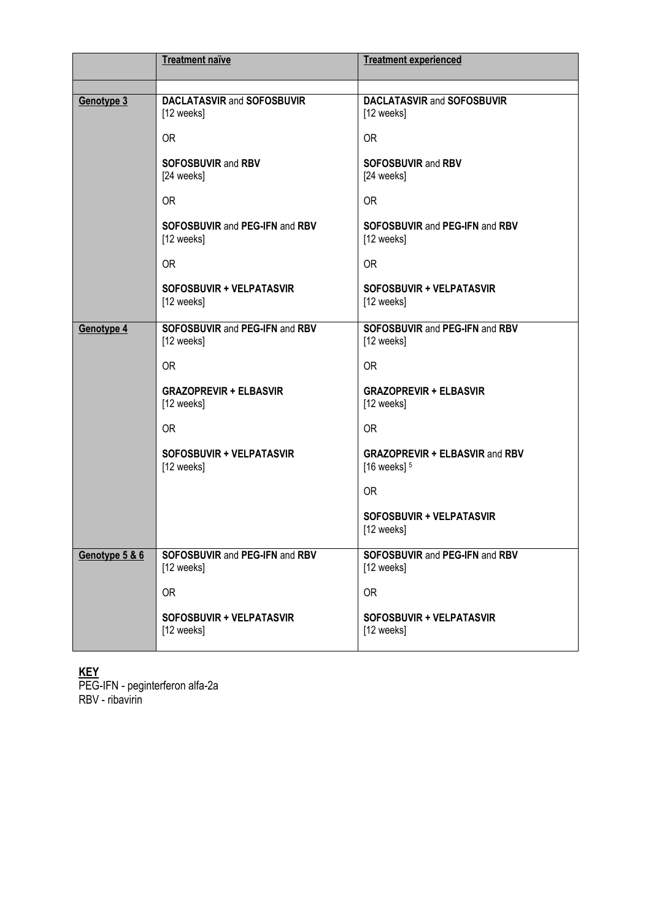| | **Treatment naïve** | **Treatment experienced** |
|---|---|---|
| | | |
| **Genotype 3** | **DACLATASVIR** and **SOFOSBUVIR** [12 weeks]<br><br>OR<br><br>**SOFOSBUVIR** and **RBV** [24 weeks]<br><br>OR<br><br>**SOFOSBUVIR** and **PEG-IFN** and **RBV** [12 weeks]<br><br>OR<br><br>**SOFOSBUVIR + VELPATASVIR** [12 weeks] | **DACLATASVIR** and **SOFOSBUVIR** [12 weeks]<br><br>OR<br><br>**SOFOSBUVIR** and **RBV** [24 weeks]<br><br>OR<br><br>**SOFOSBUVIR** and **PEG-IFN** and **RBV** [12 weeks]<br><br>OR<br><br>**SOFOSBUVIR + VELPATASVIR** [12 weeks] |
| **Genotype 4** | **SOFOSBUVIR** and **PEG-IFN** and **RBV** [12 weeks]<br><br>OR<br><br>**GRAZOPREVIR + ELBASVIR** [12 weeks]<br><br>OR<br><br>**SOFOSBUVIR + VELPATASVIR** [12 weeks] | **SOFOSBUVIR** and **PEG-IFN** and **RBV** [12 weeks]<br><br>OR<br><br>**GRAZOPREVIR + ELBASVIR** [12 weeks]<br><br>OR<br><br>**GRAZOPREVIR + ELBASVIR** and **RBV** [16 weeks] [5]<br><br>OR<br><br>**SOFOSBUVIR + VELPATASVIR** [12 weeks] |
| **Genotype 5 & 6** | **SOFOSBUVIR** and **PEG-IFN** and **RBV** [12 weeks]<br><br>OR<br><br>**SOFOSBUVIR + VELPATASVIR** [12 weeks] | **SOFOSBUVIR** and **PEG-IFN** and **RBV** [12 weeks]<br><br>OR<br><br>**SOFOSBUVIR + VELPATASVIR** [12 weeks] |

**KEY**

PEG-IFN - peginterferon alfa-2a

RBV - ribavirin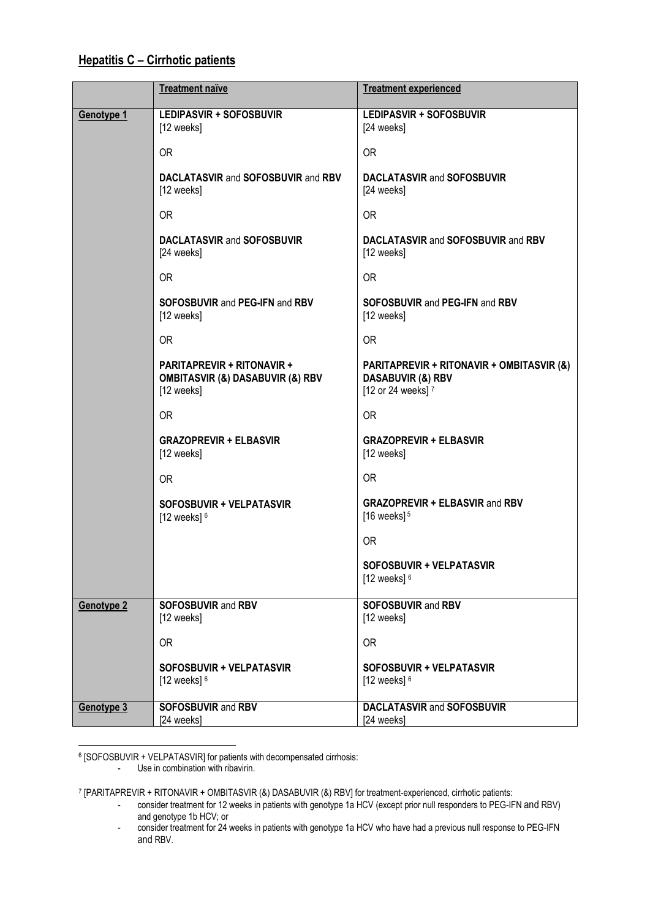## Hepatitis C – Cirrhotic patients

| | Treatment naïve | Treatment experienced |
|---|---|---|
| **Genotype 1** | **LEDIPASVIR + SOFOSBUVIR** [12 weeks]<br><br>OR<br><br>**DACLATASVIR** and **SOFOSBUVIR** and **RBV** [12 weeks]<br><br>OR<br><br>**DACLATASVIR** and **SOFOSBUVIR** [24 weeks]<br><br>OR<br><br>**SOFOSBUVIR** and **PEG-IFN** and **RBV** [12 weeks]<br><br>OR<br><br>**PARITAPREVIR + RITONAVIR + OMBITASVIR (&) DASABUVIR (&) RBV** [12 weeks]<br><br>OR<br><br>**GRAZOPREVIR + ELBASVIR** [12 weeks]<br><br>OR<br><br>**SOFOSBUVIR + VELPATASVIR** [12 weeks] [6] | **LEDIPASVIR + SOFOSBUVIR** [24 weeks]<br><br>OR<br><br>**DACLATASVIR** and **SOFOSBUVIR** [24 weeks]<br><br>OR<br><br>**DACLATASVIR** and **SOFOSBUVIR** and **RBV** [12 weeks]<br><br>OR<br><br>**SOFOSBUVIR** and **PEG-IFN** and **RBV** [12 weeks]<br><br>OR<br><br>**PARITAPREVIR + RITONAVIR + OMBITASVIR (&) DASABUVIR (&) RBV** [12 or 24 weeks] [7]<br><br>OR<br><br>**GRAZOPREVIR + ELBASVIR** [12 weeks]<br><br>OR<br><br>**GRAZOPREVIR + ELBASVIR** and **RBV** [16 weeks] [5]<br><br>OR<br><br>**SOFOSBUVIR + VELPATASVIR** [12 weeks] [6] |
| **Genotype 2** | **SOFOSBUVIR** and **RBV** [12 weeks]<br><br>OR<br><br>**SOFOSBUVIR + VELPATASVIR** [12 weeks] [6] | **SOFOSBUVIR** and **RBV** [12 weeks]<br><br>OR<br><br>**SOFOSBUVIR + VELPATASVIR** [12 weeks] [6] |
| **Genotype 3** | **SOFOSBUVIR** and **RBV** [24 weeks] | **DACLATASVIR** and **SOFOSBUVIR** [24 weeks] |

[6] [SOFOSBUVIR + VELPATASVIR] for patients with decompensated cirrhosis:

- Use in combination with ribavirin.

[7] [PARITAPREVIR + RITONAVIR + OMBITASVIR (&) DASABUVIR (&) RBV] for treatment-experienced, cirrhotic patients:

- consider treatment for 12 weeks in patients with genotype 1a HCV (except prior null responders to PEG-IFN and RBV) and genotype 1b HCV; or
- consider treatment for 24 weeks in patients with genotype 1a HCV who have had a previous null response to PEG-IFN and RBV.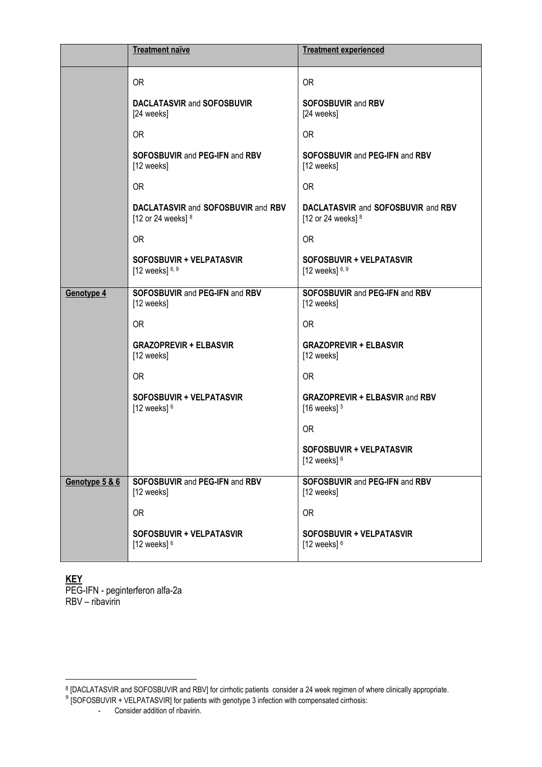| | **Treatment naïve** | **Treatment experienced** |
|---|---|---|
| | OR<br><br>**DACLATASVIR** and **SOFOSBUVIR**<br>[24 weeks]<br><br>OR<br><br>**SOFOSBUVIR** and **PEG-IFN** and **RBV**<br>[12 weeks]<br><br>OR<br><br>**DACLATASVIR** and **SOFOSBUVIR** and **RBV**<br>[12 or 24 weeks] [8]<br><br>OR<br><br>**SOFOSBUVIR + VELPATASVIR**<br>[12 weeks] [6, 9] | OR<br><br>**SOFOSBUVIR** and **RBV**<br>[24 weeks]<br><br>OR<br><br>**SOFOSBUVIR** and **PEG-IFN** and **RBV**<br>[12 weeks]<br><br>OR<br><br>**DACLATASVIR** and **SOFOSBUVIR** and **RBV**<br>[12 or 24 weeks] [8]<br><br>OR<br><br>**SOFOSBUVIR + VELPATASVIR**<br>[12 weeks] [6, 9] |
| **Genotype 4** | **SOFOSBUVIR** and **PEG-IFN** and **RBV**<br>[12 weeks]<br><br>OR<br><br>**GRAZOPREVIR + ELBASVIR**<br>[12 weeks]<br><br>OR<br><br>**SOFOSBUVIR + VELPATASVIR**<br>[12 weeks] [6] | **SOFOSBUVIR** and **PEG-IFN** and **RBV**<br>[12 weeks]<br><br>OR<br><br>**GRAZOPREVIR + ELBASVIR**<br>[12 weeks]<br><br>OR<br><br>**GRAZOPREVIR + ELBASVIR** and **RBV**<br>[16 weeks] [5]<br><br>OR<br><br>**SOFOSBUVIR + VELPATASVIR**<br>[12 weeks] [6] |
| **Genotype 5 & 6** | **SOFOSBUVIR** and **PEG-IFN** and **RBV**<br>[12 weeks]<br><br>OR<br><br>**SOFOSBUVIR + VELPATASVIR**<br>[12 weeks] [6] | **SOFOSBUVIR** and **PEG-IFN** and **RBV**<br>[12 weeks]<br><br>OR<br><br>**SOFOSBUVIR + VELPATASVIR**<br>[12 weeks] [6] |

**KEY**
PEG-IFN - peginterferon alfa-2a
RBV – ribavirin

[8] [DACLATASVIR and SOFOSBUVIR and RBV] for cirrhotic patients consider a 24 week regimen of where clinically appropriate.

[9] [SOFOSBUVIR + VELPATASVIR] for patients with genotype 3 infection with compensated cirrhosis:

- Consider addition of ribavirin.